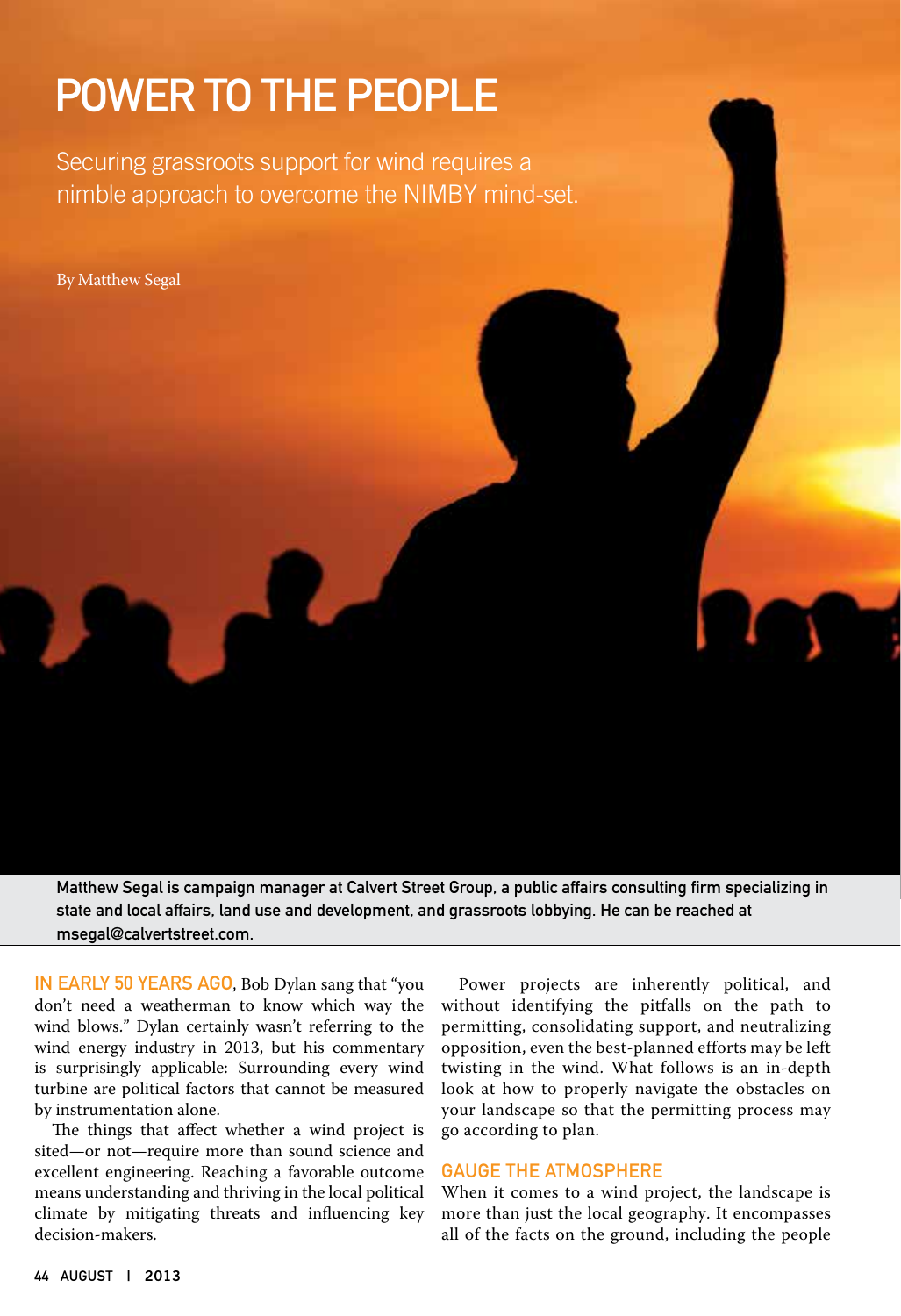# POWER TO THE PEOPLE

Securing grassroots support for wind requires a nimble approach to overcome the NIMBY mind-set.

By Matthew Segal

**Matthew Segal is campaign manager at Calvert Street Group, a public affairs consulting firm specializing in state and local affairs, land use and development, and grassroots lobbying. He can be reached at msegal@calvertstreet.com.**

**IN EARLY 50 YEARS AGO**, Bob Dylan sang that "you don't need a weatherman to know which way the wind blows." Dylan certainly wasn't referring to the wind energy industry in 2013, but his commentary is surprisingly applicable: Surrounding every wind turbine are political factors that cannot be measured by instrumentation alone.

The things that affect whether a wind project is sited—or not—require more than sound science and excellent engineering. Reaching a favorable outcome means understanding and thriving in the local political climate by mitigating threats and influencing key decision-makers.

Power projects are inherently political, and without identifying the pitfalls on the path to permitting, consolidating support, and neutralizing opposition, even the best-planned efforts may be left twisting in the wind. What follows is an in-depth look at how to properly navigate the obstacles on your landscape so that the permitting process may go according to plan.

## GAUGE THE ATMOSPHERE

When it comes to a wind project, the landscape is more than just the local geography. It encompasses all of the facts on the ground, including the people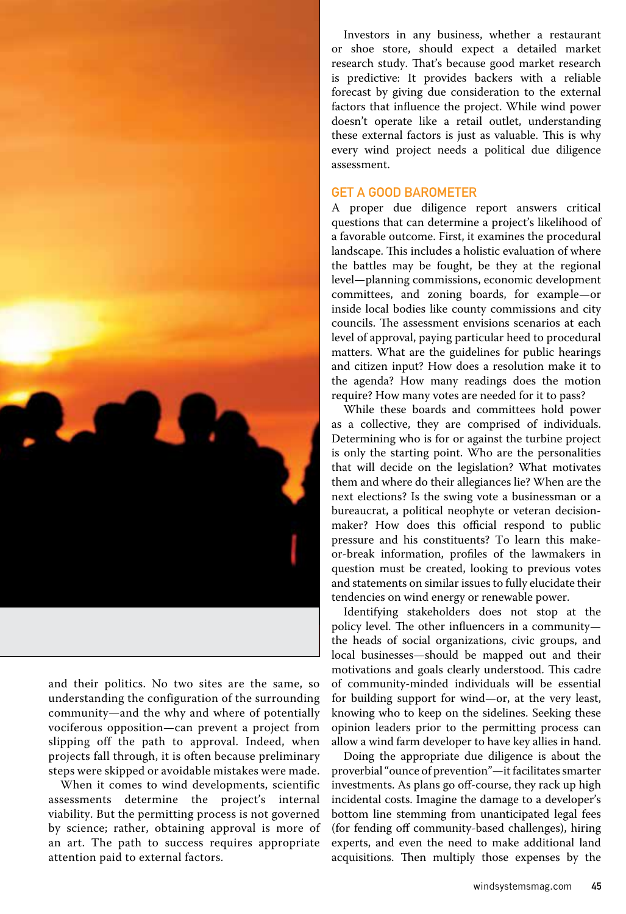and their politics. No two sites are the same, so understanding the configuration of the surrounding community—and the why and where of potentially vociferous opposition—can prevent a project from slipping off the path to approval. Indeed, when projects fall through, it is often because preliminary steps were skipped or avoidable mistakes were made.

When it comes to wind developments, scientific assessments determine the project's internal viability. But the permitting process is not governed by science; rather, obtaining approval is more of an art. The path to success requires appropriate attention paid to external factors.

Investors in any business, whether a restaurant or shoe store, should expect a detailed market research study. That's because good market research is predictive: It provides backers with a reliable forecast by giving due consideration to the external factors that influence the project. While wind power doesn't operate like a retail outlet, understanding these external factors is just as valuable. This is why every wind project needs a political due diligence assessment.

## GET A GOOD BAROMETER

A proper due diligence report answers critical questions that can determine a project's likelihood of a favorable outcome. First, it examines the procedural landscape. This includes a holistic evaluation of where the battles may be fought, be they at the regional level—planning commissions, economic development committees, and zoning boards, for example—or inside local bodies like county commissions and city councils. The assessment envisions scenarios at each level of approval, paying particular heed to procedural matters. What are the guidelines for public hearings and citizen input? How does a resolution make it to the agenda? How many readings does the motion require? How many votes are needed for it to pass?

While these boards and committees hold power as a collective, they are comprised of individuals. Determining who is for or against the turbine project is only the starting point. Who are the personalities that will decide on the legislation? What motivates them and where do their allegiances lie? When are the next elections? Is the swing vote a businessman or a bureaucrat, a political neophyte or veteran decision-maker? How does this official respond to public pressure and his constituents? To learn this make-or-break information, profiles of the lawmakers in question must be created, looking to previous votes and statements on similar issues to fully elucidate their tendencies on wind energy or renewable power.

Identifying stakeholders does not stop at the policy level. The other influencers in a community—the heads of social organizations, civic groups, and local businesses—should be mapped out and their motivations and goals clearly understood. This cadre of community-minded individuals will be essential for building support for wind—or, at the very least, knowing who to keep on the sidelines. Seeking these opinion leaders prior to the permitting process can allow a wind farm developer to have key allies in hand.

Doing the appropriate due diligence is about the proverbial "ounce of prevention"—it facilitates smarter investments. As plans go off-course, they rack up high incidental costs. Imagine the damage to a developer's bottom line stemming from unanticipated legal fees (for fending off community-based challenges), hiring experts, and even the need to make additional land acquisitions. Then multiply those expenses by the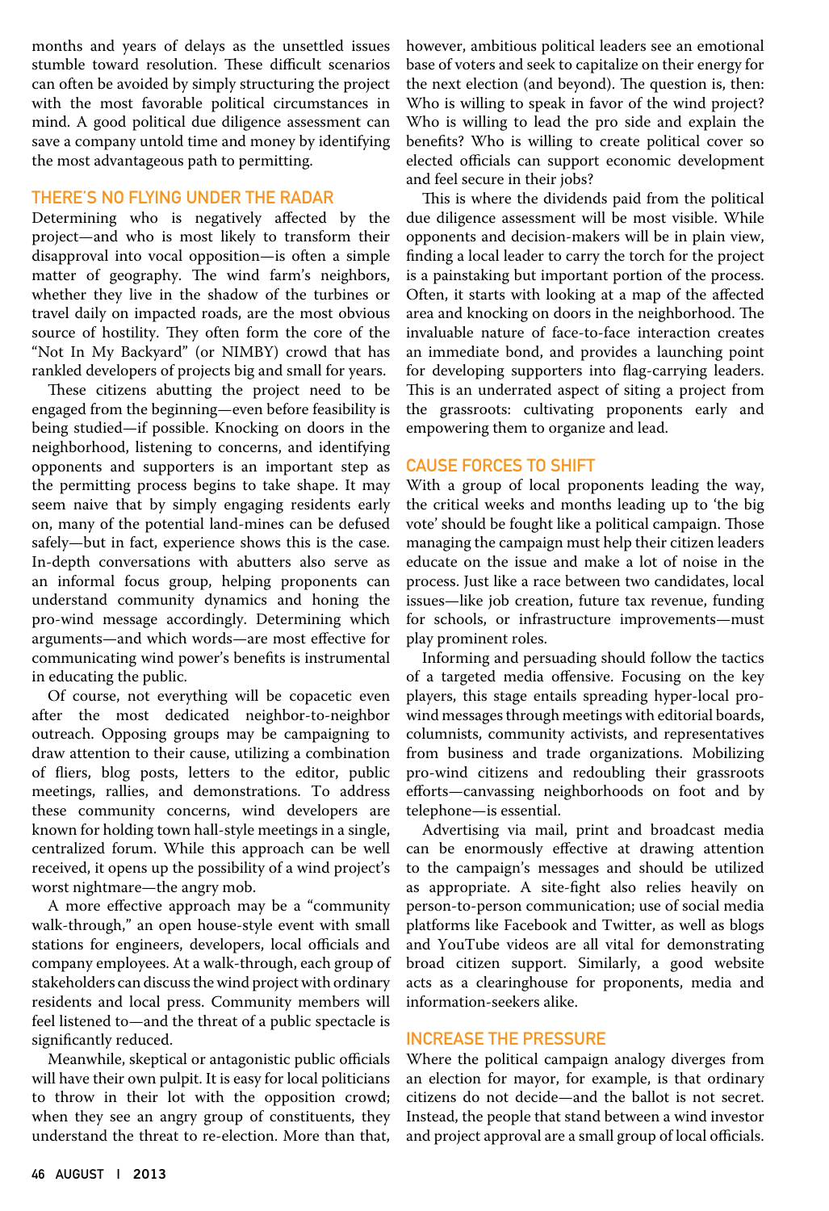months and years of delays as the unsettled issues stumble toward resolution. These difficult scenarios can often be avoided by simply structuring the project with the most favorable political circumstances in mind. A good political due diligence assessment can save a company untold time and money by identifying the most advantageous path to permitting.

## THERE'S NO FLYING UNDER THE RADAR

Determining who is negatively affected by the project—and who is most likely to transform their disapproval into vocal opposition—is often a simple matter of geography. The wind farm's neighbors, whether they live in the shadow of the turbines or travel daily on impacted roads, are the most obvious source of hostility. They often form the core of the "Not In My Backyard" (or NIMBY) crowd that has rankled developers of projects big and small for years.

These citizens abutting the project need to be engaged from the beginning—even before feasibility is being studied—if possible. Knocking on doors in the neighborhood, listening to concerns, and identifying opponents and supporters is an important step as the permitting process begins to take shape. It may seem naive that by simply engaging residents early on, many of the potential land-mines can be defused safely—but in fact, experience shows this is the case. In-depth conversations with abutters also serve as an informal focus group, helping proponents can understand community dynamics and honing the pro-wind message accordingly. Determining which arguments—and which words—are most effective for communicating wind power's benefits is instrumental in educating the public.

Of course, not everything will be copacetic even after the most dedicated neighbor-to-neighbor outreach. Opposing groups may be campaigning to draw attention to their cause, utilizing a combination of fliers, blog posts, letters to the editor, public meetings, rallies, and demonstrations. To address these community concerns, wind developers are known for holding town hall-style meetings in a single, centralized forum. While this approach can be well received, it opens up the possibility of a wind project's worst nightmare—the angry mob.

A more effective approach may be a "community walk-through," an open house-style event with small stations for engineers, developers, local officials and company employees. At a walk-through, each group of stakeholders can discuss the wind project with ordinary residents and local press. Community members will feel listened to—and the threat of a public spectacle is significantly reduced.

Meanwhile, skeptical or antagonistic public officials will have their own pulpit. It is easy for local politicians to throw in their lot with the opposition crowd; when they see an angry group of constituents, they understand the threat to re-election. More than that, however, ambitious political leaders see an emotional base of voters and seek to capitalize on their energy for the next election (and beyond). The question is, then: Who is willing to speak in favor of the wind project? Who is willing to lead the pro side and explain the benefits? Who is willing to create political cover so elected officials can support economic development and feel secure in their jobs?

This is where the dividends paid from the political due diligence assessment will be most visible. While opponents and decision-makers will be in plain view, finding a local leader to carry the torch for the project is a painstaking but important portion of the process. Often, it starts with looking at a map of the affected area and knocking on doors in the neighborhood. The invaluable nature of face-to-face interaction creates an immediate bond, and provides a launching point for developing supporters into flag-carrying leaders. This is an underrated aspect of siting a project from the grassroots: cultivating proponents early and empowering them to organize and lead.

## CAUSE FORCES TO SHIFT

With a group of local proponents leading the way, the critical weeks and months leading up to 'the big vote' should be fought like a political campaign. Those managing the campaign must help their citizen leaders educate on the issue and make a lot of noise in the process. Just like a race between two candidates, local issues—like job creation, future tax revenue, funding for schools, or infrastructure improvements—must play prominent roles.

Informing and persuading should follow the tactics of a targeted media offensive. Focusing on the key players, this stage entails spreading hyper-local pro-wind messages through meetings with editorial boards, columnists, community activists, and representatives from business and trade organizations. Mobilizing pro-wind citizens and redoubling their grassroots efforts—canvassing neighborhoods on foot and by telephone—is essential.

Advertising via mail, print and broadcast media can be enormously effective at drawing attention to the campaign's messages and should be utilized as appropriate. A site-fight also relies heavily on person-to-person communication; use of social media platforms like Facebook and Twitter, as well as blogs and YouTube videos are all vital for demonstrating broad citizen support. Similarly, a good website acts as a clearinghouse for proponents, media and information-seekers alike.

## INCREASE THE PRESSURE

Where the political campaign analogy diverges from an election for mayor, for example, is that ordinary citizens do not decide—and the ballot is not secret. Instead, the people that stand between a wind investor and project approval are a small group of local officials.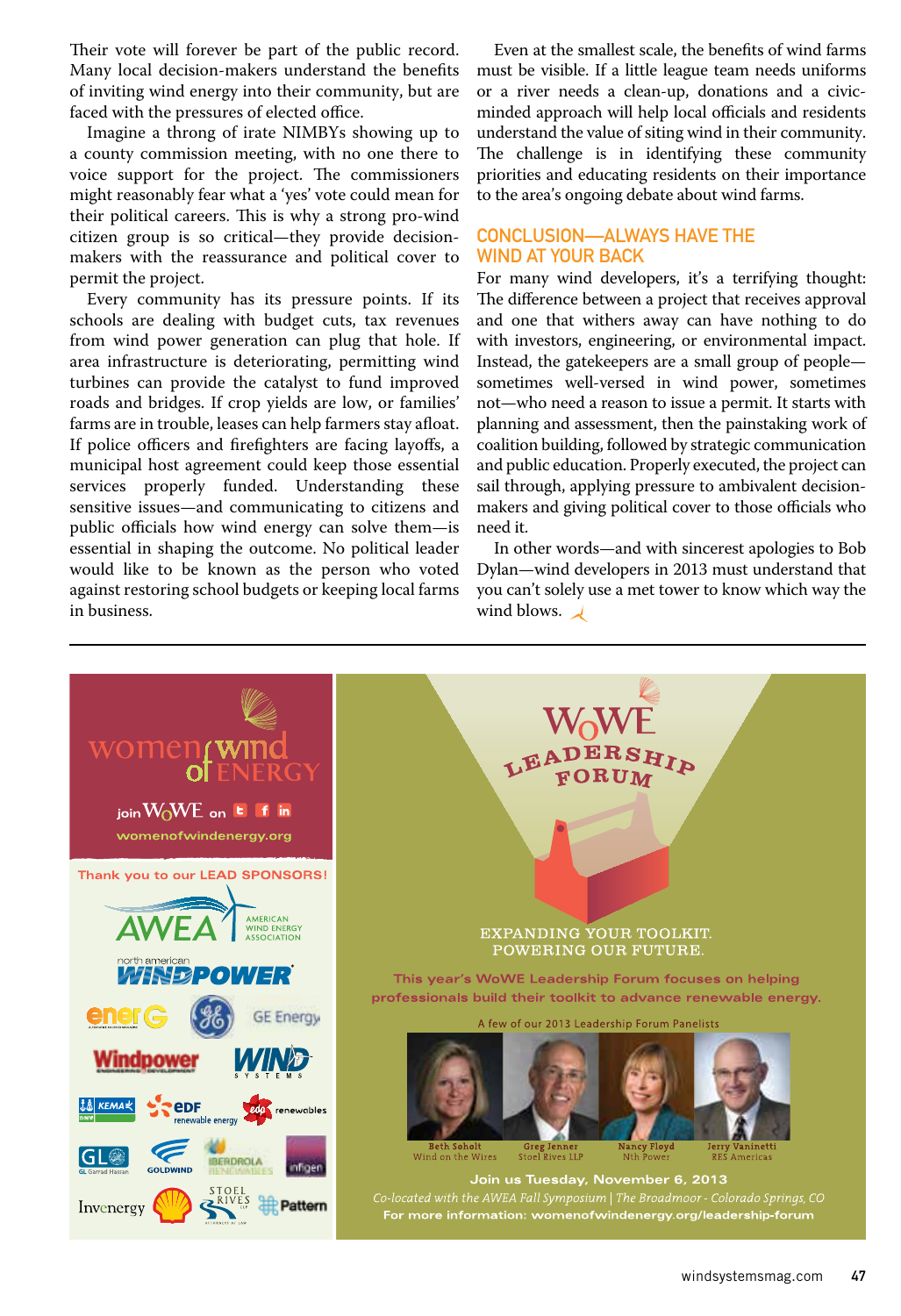Their vote will forever be part of the public record. Many local decision-makers understand the benefits of inviting wind energy into their community, but are faced with the pressures of elected office.

Imagine a throng of irate NIMBYs showing up to a county commission meeting, with no one there to voice support for the project. The commissioners might reasonably fear what a 'yes' vote could mean for their political careers. This is why a strong pro-wind citizen group is so critical—they provide decision-makers with the reassurance and political cover to permit the project.

Every community has its pressure points. If its schools are dealing with budget cuts, tax revenues from wind power generation can plug that hole. If area infrastructure is deteriorating, permitting wind turbines can provide the catalyst to fund improved roads and bridges. If crop yields are low, or families' farms are in trouble, leases can help farmers stay afloat. If police officers and firefighters are facing layoffs, a municipal host agreement could keep those essential services properly funded. Understanding these sensitive issues—and communicating to citizens and public officials how wind energy can solve them—is essential in shaping the outcome. No political leader would like to be known as the person who voted against restoring school budgets or keeping local farms in business.

Even at the smallest scale, the benefits of wind farms must be visible. If a little league team needs uniforms or a river needs a clean-up, donations and a civic-minded approach will help local officials and residents understand the value of siting wind in their community. The challenge is in identifying these community priorities and educating residents on their importance to the area's ongoing debate about wind farms.

## CONCLUSION—ALWAYS HAVE THE WIND AT YOUR BACK

For many wind developers, it's a terrifying thought: The difference between a project that receives approval and one that withers away can have nothing to do with investors, engineering, or environmental impact. Instead, the gatekeepers are a small group of people—sometimes well-versed in wind power, sometimes not—who need a reason to issue a permit. It starts with planning and assessment, then the painstaking work of coalition building, followed by strategic communication and public education. Properly executed, the project can sail through, applying pressure to ambivalent decision-makers and giving political cover to those officials who need it.

In other words—and with sincerest apologies to Bob Dylan—wind developers in 2013 must understand that you can't solely use a met tower to know which way the wind blows.

---

women of wind ENERGY

join WoWE on

womenofwindenergy.org

Thank you to our LEAD SPONSORS!

AWEA AMERICAN WIND ENERGY ASSOCIATION

north american WINDPOWER

enerG

GE Energy

Windpower ENGINEERING & DEVELOPMENT

WIND SYSTEMS

KEMA DNV

EDF renewable energy

edp renewables

GL Garrad Hassan

GOLDWIND

IBERDROLA RENEWABLES

infigen

Invenergy

Shell

STOEL RIVES LLP

Pattern

WoWE LEADERSHIP FORUM

EXPANDING YOUR TOOLKIT.
POWERING OUR FUTURE.

This year's WoWE Leadership Forum focuses on helping professionals build their toolkit to advance renewable energy.

A few of our 2013 Leadership Forum Panelists

Beth Soholt, Wind on the Wires
Greg Jenner, Stoel Rives LLP
Nancy Floyd, Nth Power
Jerry Vaninetti, RES Americas

Join us Tuesday, November 6, 2013

*Co-located with the AWEA Fall Symposium | The Broadmoor - Colorado Springs, CO*

For more information: womenofwindenergy.org/leadership-forum